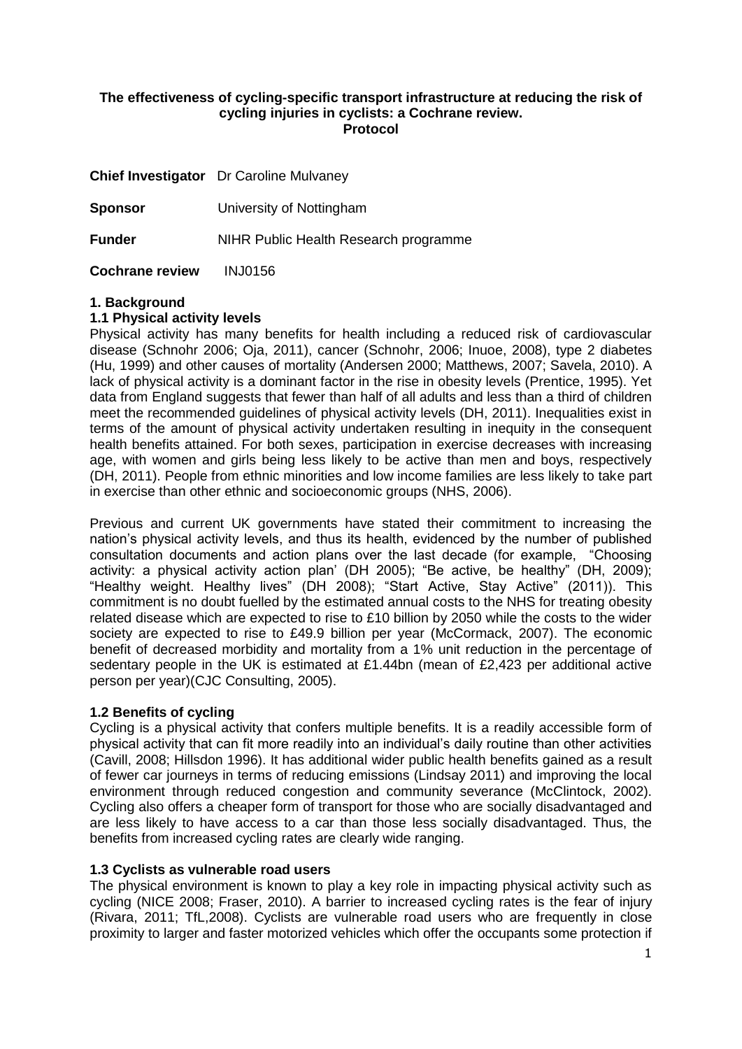**The effectiveness of cycling-specific transport infrastructure at reducing the risk of cycling injuries in cyclists: a Cochrane review.**
**Protocol**

**Chief Investigator** Dr Caroline Mulvaney

**Sponsor** University of Nottingham

**Funder** NIHR Public Health Research programme

**Cochrane review** INJ0156

## 1. Background

### 1.1 Physical activity levels

Physical activity has many benefits for health including a reduced risk of cardiovascular disease (Schnohr 2006; Oja, 2011), cancer (Schnohr, 2006; Inuoe, 2008), type 2 diabetes (Hu, 1999) and other causes of mortality (Andersen 2000; Matthews, 2007; Savela, 2010). A lack of physical activity is a dominant factor in the rise in obesity levels (Prentice, 1995). Yet data from England suggests that fewer than half of all adults and less than a third of children meet the recommended guidelines of physical activity levels (DH, 2011). Inequalities exist in terms of the amount of physical activity undertaken resulting in inequity in the consequent health benefits attained. For both sexes, participation in exercise decreases with increasing age, with women and girls being less likely to be active than men and boys, respectively (DH, 2011). People from ethnic minorities and low income families are less likely to take part in exercise than other ethnic and socioeconomic groups (NHS, 2006).

Previous and current UK governments have stated their commitment to increasing the nation's physical activity levels, and thus its health, evidenced by the number of published consultation documents and action plans over the last decade (for example, "Choosing activity: a physical activity action plan' (DH 2005); "Be active, be healthy" (DH, 2009); "Healthy weight. Healthy lives" (DH 2008); "Start Active, Stay Active" (2011)). This commitment is no doubt fuelled by the estimated annual costs to the NHS for treating obesity related disease which are expected to rise to £10 billion by 2050 while the costs to the wider society are expected to rise to £49.9 billion per year (McCormack, 2007). The economic benefit of decreased morbidity and mortality from a 1% unit reduction in the percentage of sedentary people in the UK is estimated at £1.44bn (mean of £2,423 per additional active person per year)(CJC Consulting, 2005).

### 1.2 Benefits of cycling

Cycling is a physical activity that confers multiple benefits. It is a readily accessible form of physical activity that can fit more readily into an individual's daily routine than other activities (Cavill, 2008; Hillsdon 1996). It has additional wider public health benefits gained as a result of fewer car journeys in terms of reducing emissions (Lindsay 2011) and improving the local environment through reduced congestion and community severance (McClintock, 2002). Cycling also offers a cheaper form of transport for those who are socially disadvantaged and are less likely to have access to a car than those less socially disadvantaged. Thus, the benefits from increased cycling rates are clearly wide ranging.

### 1.3 Cyclists as vulnerable road users

The physical environment is known to play a key role in impacting physical activity such as cycling (NICE 2008; Fraser, 2010). A barrier to increased cycling rates is the fear of injury (Rivara, 2011; TfL,2008). Cyclists are vulnerable road users who are frequently in close proximity to larger and faster motorized vehicles which offer the occupants some protection if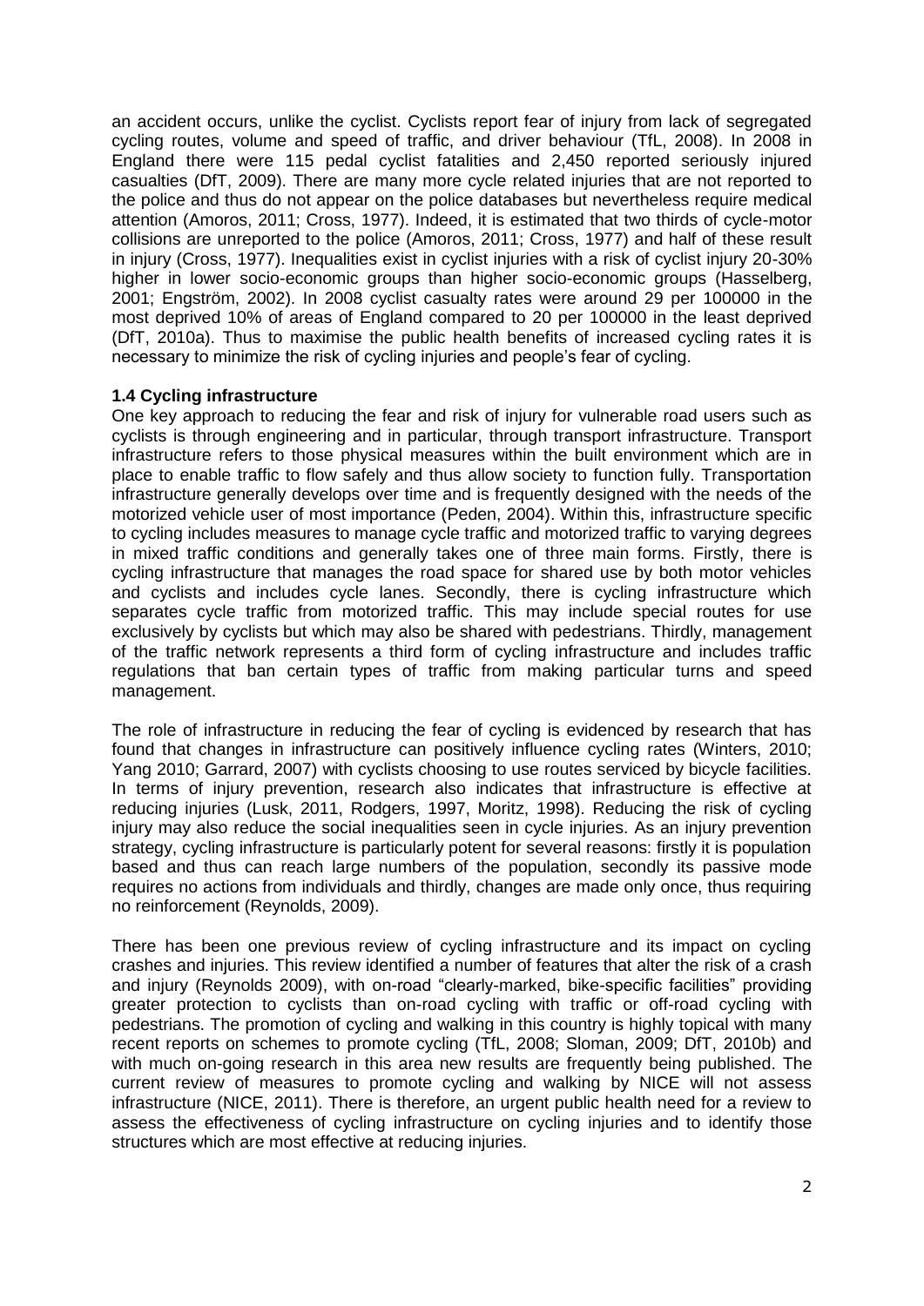an accident occurs, unlike the cyclist. Cyclists report fear of injury from lack of segregated cycling routes, volume and speed of traffic, and driver behaviour (TfL, 2008). In 2008 in England there were 115 pedal cyclist fatalities and 2,450 reported seriously injured casualties (DfT, 2009). There are many more cycle related injuries that are not reported to the police and thus do not appear on the police databases but nevertheless require medical attention (Amoros, 2011; Cross, 1977). Indeed, it is estimated that two thirds of cycle-motor collisions are unreported to the police (Amoros, 2011; Cross, 1977) and half of these result in injury (Cross, 1977). Inequalities exist in cyclist injuries with a risk of cyclist injury 20-30% higher in lower socio-economic groups than higher socio-economic groups (Hasselberg, 2001; Engström, 2002). In 2008 cyclist casualty rates were around 29 per 100000 in the most deprived 10% of areas of England compared to 20 per 100000 in the least deprived (DfT, 2010a). Thus to maximise the public health benefits of increased cycling rates it is necessary to minimize the risk of cycling injuries and people's fear of cycling.

### 1.4 Cycling infrastructure

One key approach to reducing the fear and risk of injury for vulnerable road users such as cyclists is through engineering and in particular, through transport infrastructure. Transport infrastructure refers to those physical measures within the built environment which are in place to enable traffic to flow safely and thus allow society to function fully. Transportation infrastructure generally develops over time and is frequently designed with the needs of the motorized vehicle user of most importance (Peden, 2004). Within this, infrastructure specific to cycling includes measures to manage cycle traffic and motorized traffic to varying degrees in mixed traffic conditions and generally takes one of three main forms. Firstly, there is cycling infrastructure that manages the road space for shared use by both motor vehicles and cyclists and includes cycle lanes. Secondly, there is cycling infrastructure which separates cycle traffic from motorized traffic. This may include special routes for use exclusively by cyclists but which may also be shared with pedestrians. Thirdly, management of the traffic network represents a third form of cycling infrastructure and includes traffic regulations that ban certain types of traffic from making particular turns and speed management.

The role of infrastructure in reducing the fear of cycling is evidenced by research that has found that changes in infrastructure can positively influence cycling rates (Winters, 2010; Yang 2010; Garrard, 2007) with cyclists choosing to use routes serviced by bicycle facilities. In terms of injury prevention, research also indicates that infrastructure is effective at reducing injuries (Lusk, 2011, Rodgers, 1997, Moritz, 1998). Reducing the risk of cycling injury may also reduce the social inequalities seen in cycle injuries. As an injury prevention strategy, cycling infrastructure is particularly potent for several reasons: firstly it is population based and thus can reach large numbers of the population, secondly its passive mode requires no actions from individuals and thirdly, changes are made only once, thus requiring no reinforcement (Reynolds, 2009).

There has been one previous review of cycling infrastructure and its impact on cycling crashes and injuries. This review identified a number of features that alter the risk of a crash and injury (Reynolds 2009), with on-road "clearly-marked, bike-specific facilities" providing greater protection to cyclists than on-road cycling with traffic or off-road cycling with pedestrians. The promotion of cycling and walking in this country is highly topical with many recent reports on schemes to promote cycling (TfL, 2008; Sloman, 2009; DfT, 2010b) and with much on-going research in this area new results are frequently being published. The current review of measures to promote cycling and walking by NICE will not assess infrastructure (NICE, 2011). There is therefore, an urgent public health need for a review to assess the effectiveness of cycling infrastructure on cycling injuries and to identify those structures which are most effective at reducing injuries.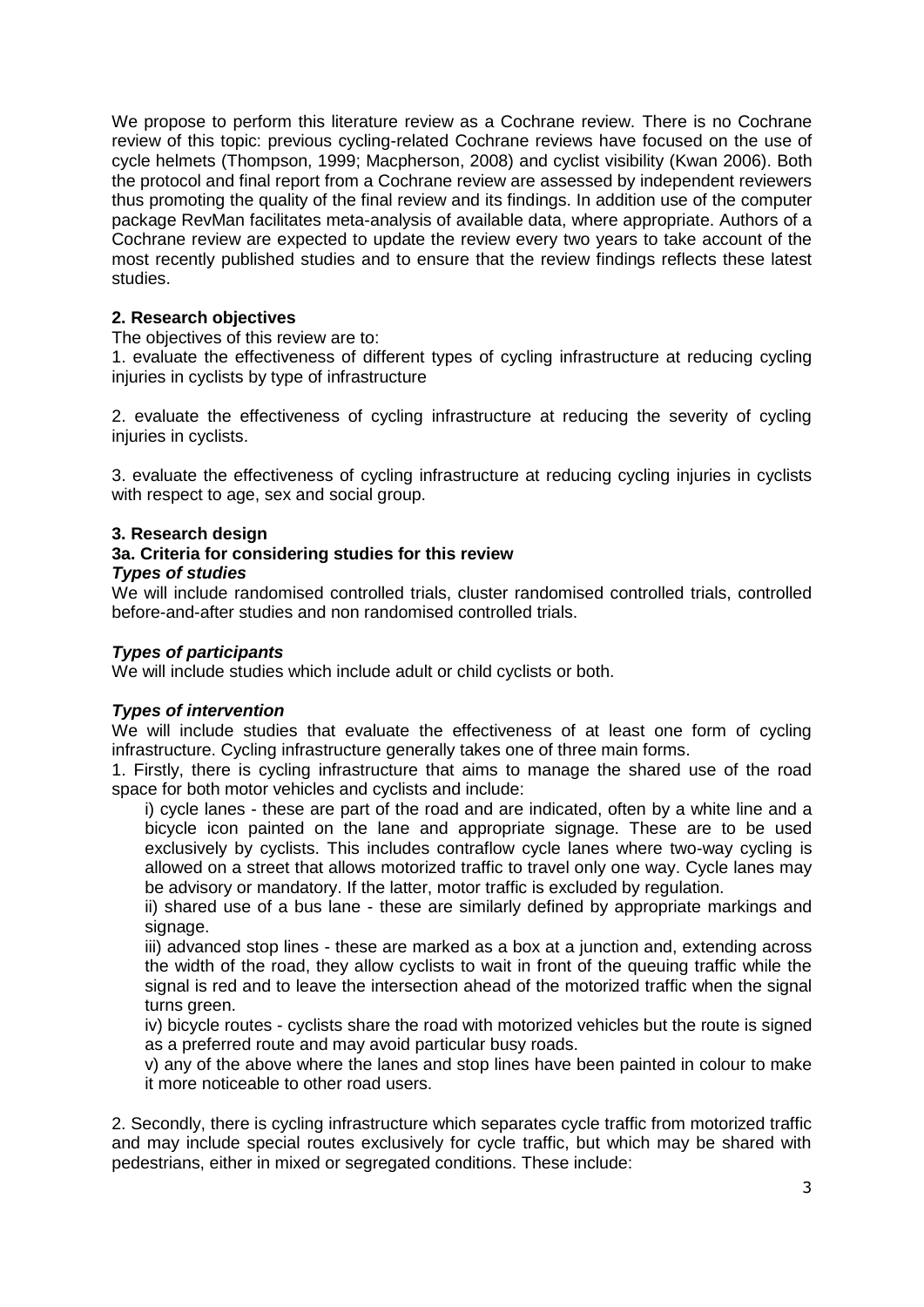We propose to perform this literature review as a Cochrane review. There is no Cochrane review of this topic: previous cycling-related Cochrane reviews have focused on the use of cycle helmets (Thompson, 1999; Macpherson, 2008) and cyclist visibility (Kwan 2006). Both the protocol and final report from a Cochrane review are assessed by independent reviewers thus promoting the quality of the final review and its findings. In addition use of the computer package RevMan facilitates meta-analysis of available data, where appropriate. Authors of a Cochrane review are expected to update the review every two years to take account of the most recently published studies and to ensure that the review findings reflects these latest studies.

## 2. Research objectives

The objectives of this review are to:

1. evaluate the effectiveness of different types of cycling infrastructure at reducing cycling injuries in cyclists by type of infrastructure

2. evaluate the effectiveness of cycling infrastructure at reducing the severity of cycling injuries in cyclists.

3. evaluate the effectiveness of cycling infrastructure at reducing cycling injuries in cyclists with respect to age, sex and social group.

## 3. Research design

### 3a. Criteria for considering studies for this review

***Types of studies***

We will include randomised controlled trials, cluster randomised controlled trials, controlled before-and-after studies and non randomised controlled trials.

***Types of participants***

We will include studies which include adult or child cyclists or both.

***Types of intervention***

We will include studies that evaluate the effectiveness of at least one form of cycling infrastructure. Cycling infrastructure generally takes one of three main forms.

1. Firstly, there is cycling infrastructure that aims to manage the shared use of the road space for both motor vehicles and cyclists and include:

   i) cycle lanes - these are part of the road and are indicated, often by a white line and a bicycle icon painted on the lane and appropriate signage. These are to be used exclusively by cyclists. This includes contraflow cycle lanes where two-way cycling is allowed on a street that allows motorized traffic to travel only one way. Cycle lanes may be advisory or mandatory. If the latter, motor traffic is excluded by regulation.

   ii) shared use of a bus lane - these are similarly defined by appropriate markings and signage.

   iii) advanced stop lines - these are marked as a box at a junction and, extending across the width of the road, they allow cyclists to wait in front of the queuing traffic while the signal is red and to leave the intersection ahead of the motorized traffic when the signal turns green.

   iv) bicycle routes - cyclists share the road with motorized vehicles but the route is signed as a preferred route and may avoid particular busy roads.

   v) any of the above where the lanes and stop lines have been painted in colour to make it more noticeable to other road users.

2. Secondly, there is cycling infrastructure which separates cycle traffic from motorized traffic and may include special routes exclusively for cycle traffic, but which may be shared with pedestrians, either in mixed or segregated conditions. These include: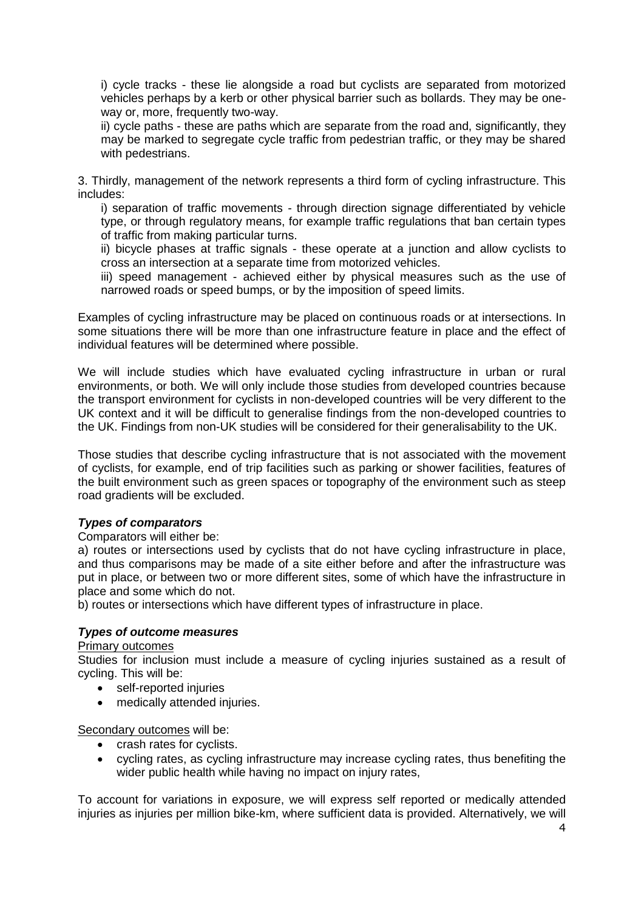i) cycle tracks - these lie alongside a road but cyclists are separated from motorized vehicles perhaps by a kerb or other physical barrier such as bollards. They may be one-way or, more, frequently two-way.

ii) cycle paths - these are paths which are separate from the road and, significantly, they may be marked to segregate cycle traffic from pedestrian traffic, or they may be shared with pedestrians.

3. Thirdly, management of the network represents a third form of cycling infrastructure. This includes:

i) separation of traffic movements - through direction signage differentiated by vehicle type, or through regulatory means, for example traffic regulations that ban certain types of traffic from making particular turns.

ii) bicycle phases at traffic signals - these operate at a junction and allow cyclists to cross an intersection at a separate time from motorized vehicles.

iii) speed management - achieved either by physical measures such as the use of narrowed roads or speed bumps, or by the imposition of speed limits.

Examples of cycling infrastructure may be placed on continuous roads or at intersections. In some situations there will be more than one infrastructure feature in place and the effect of individual features will be determined where possible.

We will include studies which have evaluated cycling infrastructure in urban or rural environments, or both. We will only include those studies from developed countries because the transport environment for cyclists in non-developed countries will be very different to the UK context and it will be difficult to generalise findings from the non-developed countries to the UK. Findings from non-UK studies will be considered for their generalisability to the UK.

Those studies that describe cycling infrastructure that is not associated with the movement of cyclists, for example, end of trip facilities such as parking or shower facilities, features of the built environment such as green spaces or topography of the environment such as steep road gradients will be excluded.

***Types of comparators***

Comparators will either be:

a) routes or intersections used by cyclists that do not have cycling infrastructure in place, and thus comparisons may be made of a site either before and after the infrastructure was put in place, or between two or more different sites, some of which have the infrastructure in place and some which do not.

b) routes or intersections which have different types of infrastructure in place.

***Types of outcome measures***

Primary outcomes

Studies for inclusion must include a measure of cycling injuries sustained as a result of cycling. This will be:

- self-reported injuries
- medically attended injuries.

Secondary outcomes will be:

- crash rates for cyclists.
- cycling rates, as cycling infrastructure may increase cycling rates, thus benefiting the wider public health while having no impact on injury rates,

To account for variations in exposure, we will express self reported or medically attended injuries as injuries per million bike-km, where sufficient data is provided. Alternatively, we will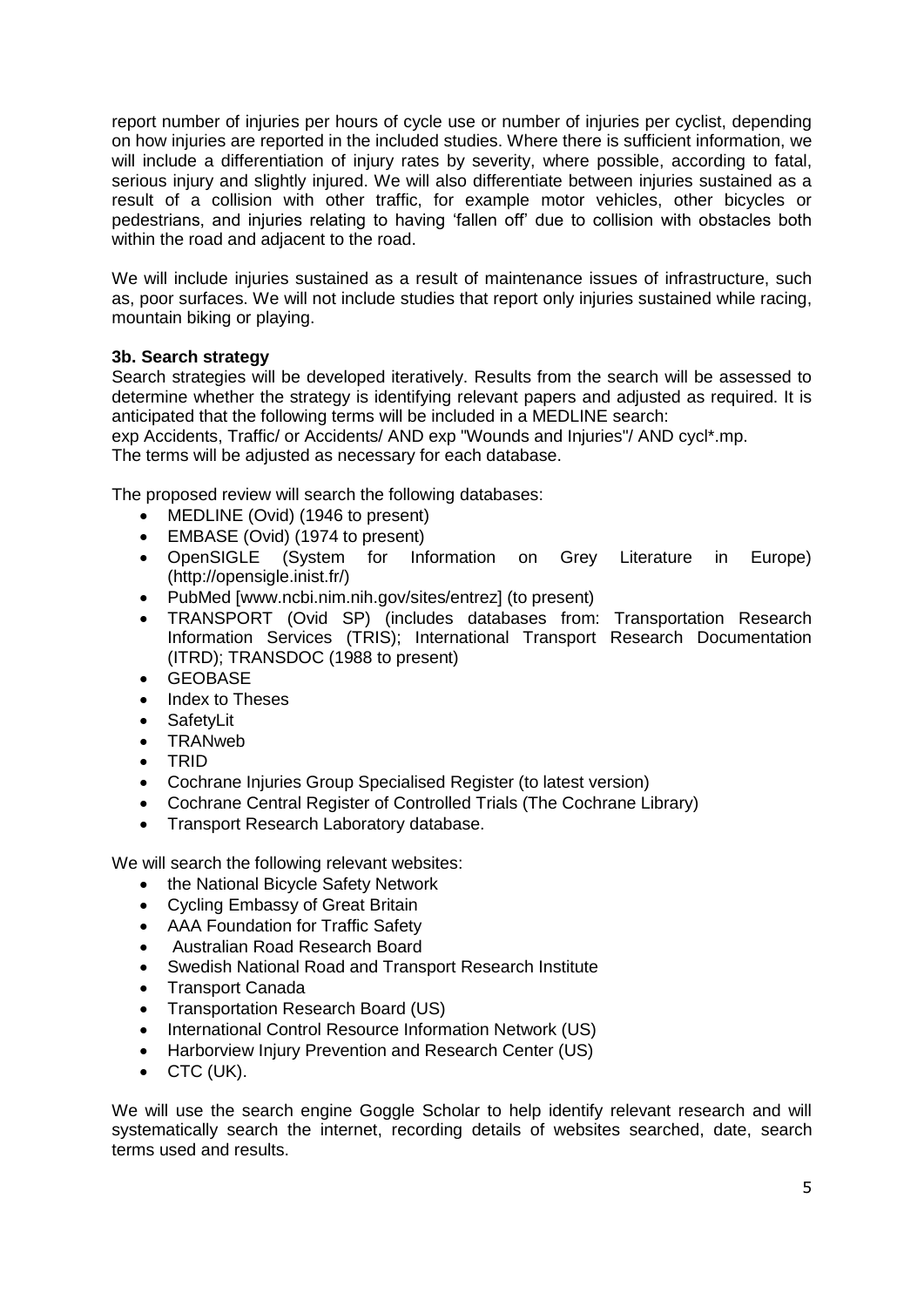report number of injuries per hours of cycle use or number of injuries per cyclist, depending on how injuries are reported in the included studies. Where there is sufficient information, we will include a differentiation of injury rates by severity, where possible, according to fatal, serious injury and slightly injured. We will also differentiate between injuries sustained as a result of a collision with other traffic, for example motor vehicles, other bicycles or pedestrians, and injuries relating to having 'fallen off' due to collision with obstacles both within the road and adjacent to the road.

We will include injuries sustained as a result of maintenance issues of infrastructure, such as, poor surfaces. We will not include studies that report only injuries sustained while racing, mountain biking or playing.

**3b. Search strategy**

Search strategies will be developed iteratively. Results from the search will be assessed to determine whether the strategy is identifying relevant papers and adjusted as required. It is anticipated that the following terms will be included in a MEDLINE search:
exp Accidents, Traffic/ or Accidents/ AND exp "Wounds and Injuries"/ AND cycl*.mp.
The terms will be adjusted as necessary for each database.

The proposed review will search the following databases:

- MEDLINE (Ovid) (1946 to present)
- EMBASE (Ovid) (1974 to present)
- OpenSIGLE (System for Information on Grey Literature in Europe) (http://opensigle.inist.fr/)
- PubMed [www.ncbi.nim.nih.gov/sites/entrez] (to present)
- TRANSPORT (Ovid SP) (includes databases from: Transportation Research Information Services (TRIS); International Transport Research Documentation (ITRD); TRANSDOC (1988 to present)
- GEOBASE
- Index to Theses
- SafetyLit
- TRANweb
- TRID
- Cochrane Injuries Group Specialised Register (to latest version)
- Cochrane Central Register of Controlled Trials (The Cochrane Library)
- Transport Research Laboratory database.

We will search the following relevant websites:

- the National Bicycle Safety Network
- Cycling Embassy of Great Britain
- AAA Foundation for Traffic Safety
- Australian Road Research Board
- Swedish National Road and Transport Research Institute
- Transport Canada
- Transportation Research Board (US)
- International Control Resource Information Network (US)
- Harborview Injury Prevention and Research Center (US)
- CTC (UK).

We will use the search engine Goggle Scholar to help identify relevant research and will systematically search the internet, recording details of websites searched, date, search terms used and results.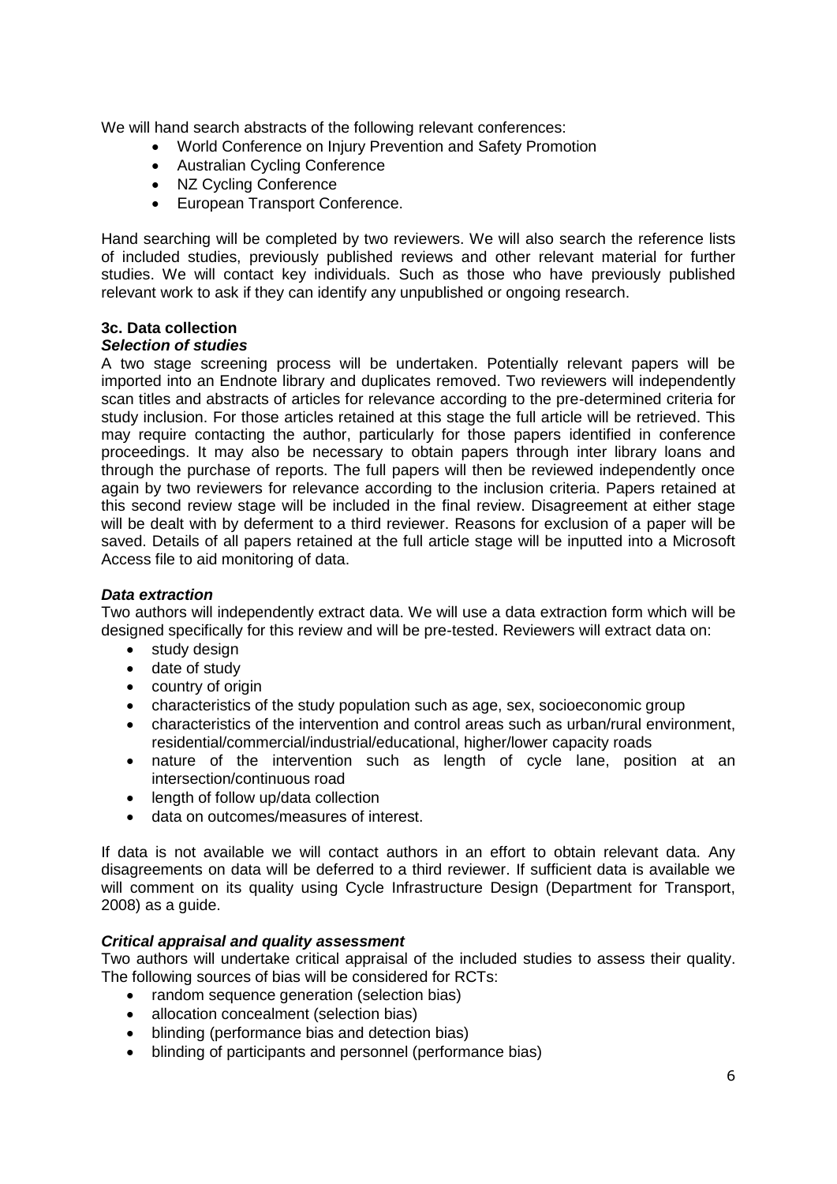We will hand search abstracts of the following relevant conferences:

- World Conference on Injury Prevention and Safety Promotion
- Australian Cycling Conference
- NZ Cycling Conference
- European Transport Conference.

Hand searching will be completed by two reviewers. We will also search the reference lists of included studies, previously published reviews and other relevant material for further studies. We will contact key individuals. Such as those who have previously published relevant work to ask if they can identify any unpublished or ongoing research.

### 3c. Data collection

#### *Selection of studies*

A two stage screening process will be undertaken. Potentially relevant papers will be imported into an Endnote library and duplicates removed. Two reviewers will independently scan titles and abstracts of articles for relevance according to the pre-determined criteria for study inclusion. For those articles retained at this stage the full article will be retrieved. This may require contacting the author, particularly for those papers identified in conference proceedings. It may also be necessary to obtain papers through inter library loans and through the purchase of reports. The full papers will then be reviewed independently once again by two reviewers for relevance according to the inclusion criteria. Papers retained at this second review stage will be included in the final review. Disagreement at either stage will be dealt with by deferment to a third reviewer. Reasons for exclusion of a paper will be saved. Details of all papers retained at the full article stage will be inputted into a Microsoft Access file to aid monitoring of data.

#### *Data extraction*

Two authors will independently extract data. We will use a data extraction form which will be designed specifically for this review and will be pre-tested. Reviewers will extract data on:

- study design
- date of study
- country of origin
- characteristics of the study population such as age, sex, socioeconomic group
- characteristics of the intervention and control areas such as urban/rural environment, residential/commercial/industrial/educational, higher/lower capacity roads
- nature of the intervention such as length of cycle lane, position at an intersection/continuous road
- length of follow up/data collection
- data on outcomes/measures of interest.

If data is not available we will contact authors in an effort to obtain relevant data. Any disagreements on data will be deferred to a third reviewer. If sufficient data is available we will comment on its quality using Cycle Infrastructure Design (Department for Transport, 2008) as a guide.

#### *Critical appraisal and quality assessment*

Two authors will undertake critical appraisal of the included studies to assess their quality. The following sources of bias will be considered for RCTs:

- random sequence generation (selection bias)
- allocation concealment (selection bias)
- blinding (performance bias and detection bias)
- blinding of participants and personnel (performance bias)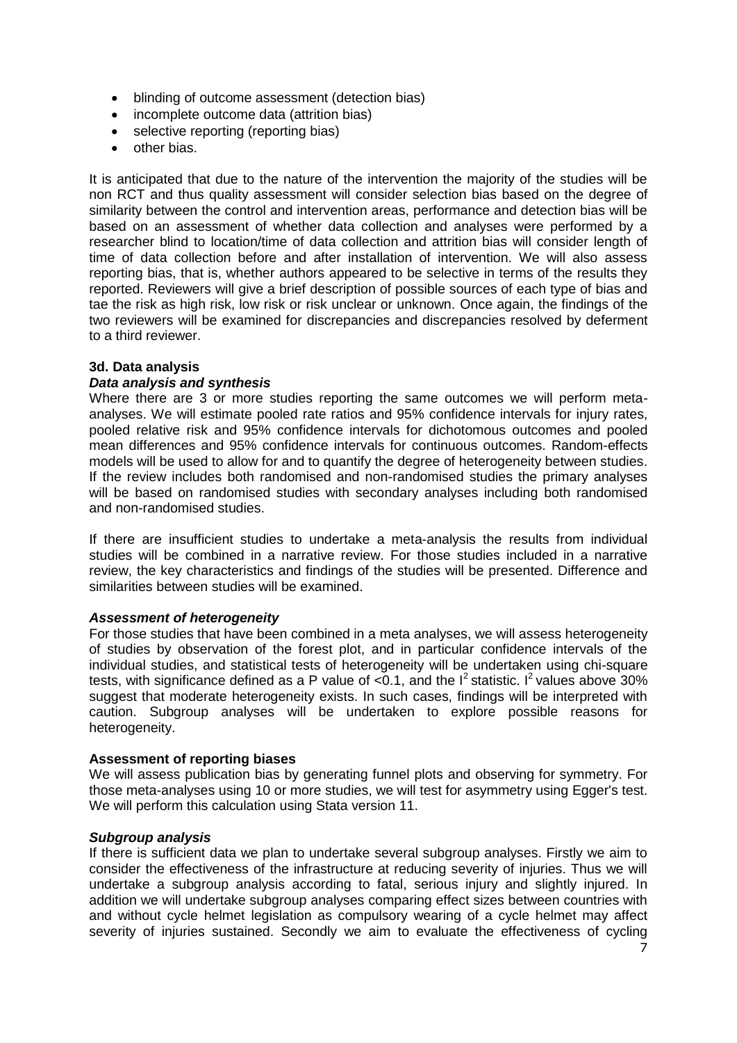- blinding of outcome assessment (detection bias)
- incomplete outcome data (attrition bias)
- selective reporting (reporting bias)
- other bias.

It is anticipated that due to the nature of the intervention the majority of the studies will be non RCT and thus quality assessment will consider selection bias based on the degree of similarity between the control and intervention areas, performance and detection bias will be based on an assessment of whether data collection and analyses were performed by a researcher blind to location/time of data collection and attrition bias will consider length of time of data collection before and after installation of intervention. We will also assess reporting bias, that is, whether authors appeared to be selective in terms of the results they reported. Reviewers will give a brief description of possible sources of each type of bias and tae the risk as high risk, low risk or risk unclear or unknown. Once again, the findings of the two reviewers will be examined for discrepancies and discrepancies resolved by deferment to a third reviewer.

### 3d. Data analysis

***Data analysis and synthesis***

Where there are 3 or more studies reporting the same outcomes we will perform meta-analyses. We will estimate pooled rate ratios and 95% confidence intervals for injury rates, pooled relative risk and 95% confidence intervals for dichotomous outcomes and pooled mean differences and 95% confidence intervals for continuous outcomes. Random-effects models will be used to allow for and to quantify the degree of heterogeneity between studies. If the review includes both randomised and non-randomised studies the primary analyses will be based on randomised studies with secondary analyses including both randomised and non-randomised studies.

If there are insufficient studies to undertake a meta-analysis the results from individual studies will be combined in a narrative review. For those studies included in a narrative review, the key characteristics and findings of the studies will be presented. Difference and similarities between studies will be examined.

***Assessment of heterogeneity***

For those studies that have been combined in a meta analyses, we will assess heterogeneity of studies by observation of the forest plot, and in particular confidence intervals of the individual studies, and statistical tests of heterogeneity will be undertaken using chi-square tests, with significance defined as a P value of <0.1, and the $I^2$ statistic. $I^2$ values above 30% suggest that moderate heterogeneity exists. In such cases, findings will be interpreted with caution. Subgroup analyses will be undertaken to explore possible reasons for heterogeneity.

**Assessment of reporting biases**

We will assess publication bias by generating funnel plots and observing for symmetry. For those meta-analyses using 10 or more studies, we will test for asymmetry using Egger's test. We will perform this calculation using Stata version 11.

***Subgroup analysis***

If there is sufficient data we plan to undertake several subgroup analyses. Firstly we aim to consider the effectiveness of the infrastructure at reducing severity of injuries. Thus we will undertake a subgroup analysis according to fatal, serious injury and slightly injured. In addition we will undertake subgroup analyses comparing effect sizes between countries with and without cycle helmet legislation as compulsory wearing of a cycle helmet may affect severity of injuries sustained. Secondly we aim to evaluate the effectiveness of cycling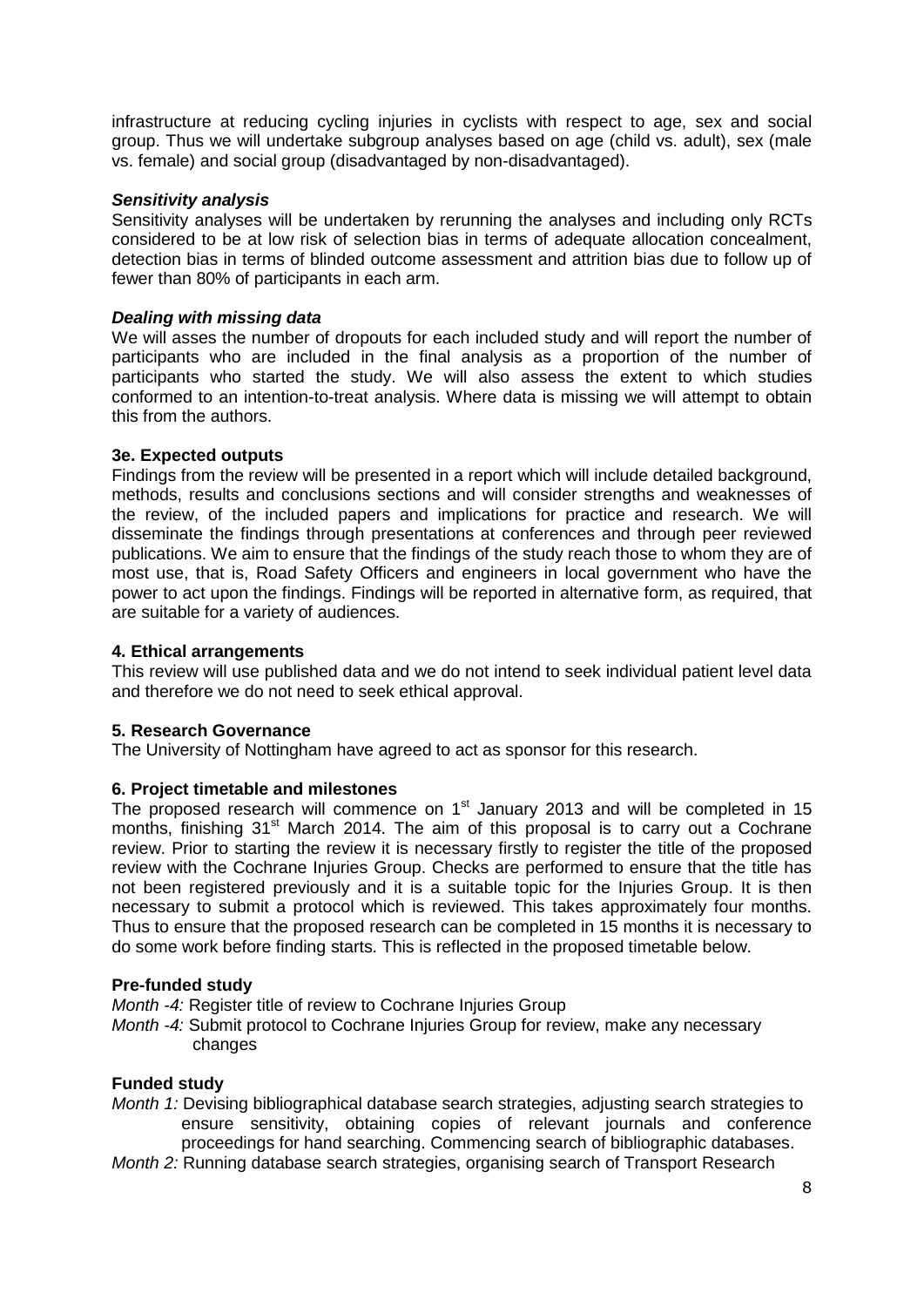infrastructure at reducing cycling injuries in cyclists with respect to age, sex and social group. Thus we will undertake subgroup analyses based on age (child vs. adult), sex (male vs. female) and social group (disadvantaged by non-disadvantaged).

***Sensitivity analysis***

Sensitivity analyses will be undertaken by rerunning the analyses and including only RCTs considered to be at low risk of selection bias in terms of adequate allocation concealment, detection bias in terms of blinded outcome assessment and attrition bias due to follow up of fewer than 80% of participants in each arm.

***Dealing with missing data***

We will asses the number of dropouts for each included study and will report the number of participants who are included in the final analysis as a proportion of the number of participants who started the study. We will also assess the extent to which studies conformed to an intention-to-treat analysis. Where data is missing we will attempt to obtain this from the authors.

**3e. Expected outputs**

Findings from the review will be presented in a report which will include detailed background, methods, results and conclusions sections and will consider strengths and weaknesses of the review, of the included papers and implications for practice and research. We will disseminate the findings through presentations at conferences and through peer reviewed publications. We aim to ensure that the findings of the study reach those to whom they are of most use, that is, Road Safety Officers and engineers in local government who have the power to act upon the findings. Findings will be reported in alternative form, as required, that are suitable for a variety of audiences.

**4. Ethical arrangements**

This review will use published data and we do not intend to seek individual patient level data and therefore we do not need to seek ethical approval.

**5. Research Governance**

The University of Nottingham have agreed to act as sponsor for this research.

**6. Project timetable and milestones**

The proposed research will commence on 1st January 2013 and will be completed in 15 months, finishing 31st March 2014. The aim of this proposal is to carry out a Cochrane review. Prior to starting the review it is necessary firstly to register the title of the proposed review with the Cochrane Injuries Group. Checks are performed to ensure that the title has not been registered previously and it is a suitable topic for the Injuries Group. It is then necessary to submit a protocol which is reviewed. This takes approximately four months. Thus to ensure that the proposed research can be completed in 15 months it is necessary to do some work before finding starts. This is reflected in the proposed timetable below.

**Pre-funded study**

*Month -4:* Register title of review to Cochrane Injuries Group
*Month -4:* Submit protocol to Cochrane Injuries Group for review, make any necessary changes

**Funded study**

*Month 1:* Devising bibliographical database search strategies, adjusting search strategies to ensure sensitivity, obtaining copies of relevant journals and conference proceedings for hand searching. Commencing search of bibliographic databases.
*Month 2:* Running database search strategies, organising search of Transport Research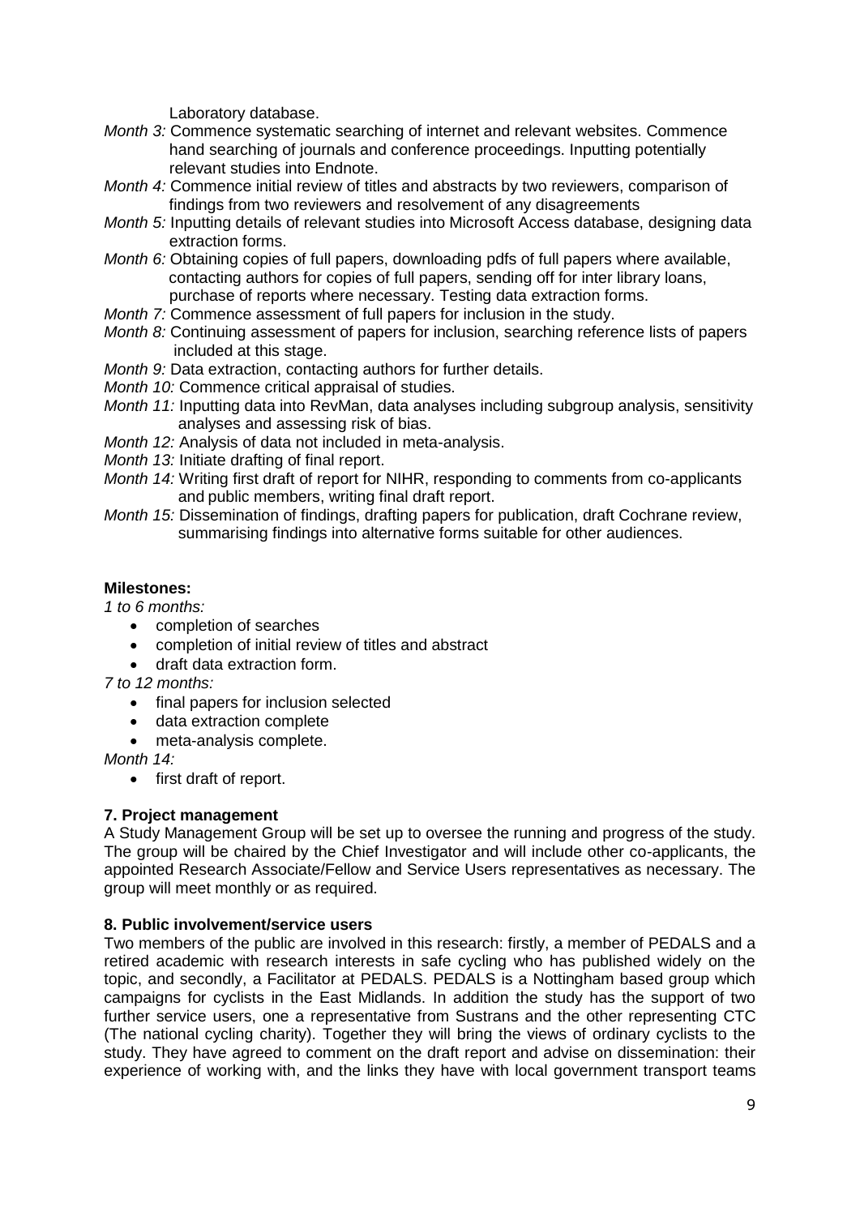Laboratory database.

*Month 3:* Commence systematic searching of internet and relevant websites. Commence hand searching of journals and conference proceedings. Inputting potentially relevant studies into Endnote.

*Month 4:* Commence initial review of titles and abstracts by two reviewers, comparison of findings from two reviewers and resolvement of any disagreements

*Month 5:* Inputting details of relevant studies into Microsoft Access database, designing data extraction forms.

*Month 6:* Obtaining copies of full papers, downloading pdfs of full papers where available, contacting authors for copies of full papers, sending off for inter library loans, purchase of reports where necessary. Testing data extraction forms.

*Month 7:* Commence assessment of full papers for inclusion in the study.

*Month 8:* Continuing assessment of papers for inclusion, searching reference lists of papers included at this stage.

*Month 9:* Data extraction, contacting authors for further details.

*Month 10:* Commence critical appraisal of studies.

*Month 11:* Inputting data into RevMan, data analyses including subgroup analysis, sensitivity analyses and assessing risk of bias.

*Month 12:* Analysis of data not included in meta-analysis.

*Month 13:* Initiate drafting of final report.

*Month 14:* Writing first draft of report for NIHR, responding to comments from co-applicants and public members, writing final draft report.

*Month 15:* Dissemination of findings, drafting papers for publication, draft Cochrane review, summarising findings into alternative forms suitable for other audiences.

**Milestones:**

*1 to 6 months:*

- completion of searches
- completion of initial review of titles and abstract
- draft data extraction form.

*7 to 12 months:*

- final papers for inclusion selected
- data extraction complete
- meta-analysis complete.

*Month 14:*

- first draft of report.

### 7. Project management

A Study Management Group will be set up to oversee the running and progress of the study. The group will be chaired by the Chief Investigator and will include other co-applicants, the appointed Research Associate/Fellow and Service Users representatives as necessary. The group will meet monthly or as required.

### 8. Public involvement/service users

Two members of the public are involved in this research: firstly, a member of PEDALS and a retired academic with research interests in safe cycling who has published widely on the topic, and secondly, a Facilitator at PEDALS. PEDALS is a Nottingham based group which campaigns for cyclists in the East Midlands. In addition the study has the support of two further service users, one a representative from Sustrans and the other representing CTC (The national cycling charity). Together they will bring the views of ordinary cyclists to the study. They have agreed to comment on the draft report and advise on dissemination: their experience of working with, and the links they have with local government transport teams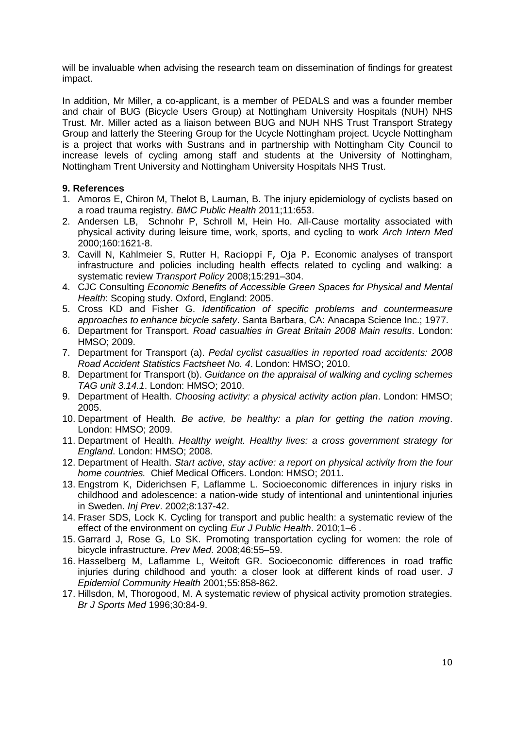will be invaluable when advising the research team on dissemination of findings for greatest impact.

In addition, Mr Miller, a co-applicant, is a member of PEDALS and was a founder member and chair of BUG (Bicycle Users Group) at Nottingham University Hospitals (NUH) NHS Trust. Mr. Miller acted as a liaison between BUG and NUH NHS Trust Transport Strategy Group and latterly the Steering Group for the Ucycle Nottingham project. Ucycle Nottingham is a project that works with Sustrans and in partnership with Nottingham City Council to increase levels of cycling among staff and students at the University of Nottingham, Nottingham Trent University and Nottingham University Hospitals NHS Trust.

**9. References**

1. Amoros E, Chiron M, Thelot B, Lauman, B. The injury epidemiology of cyclists based on a road trauma registry. *BMC Public Health* 2011;11:653.
2. Andersen LB, Schnohr P, Schroll M, Hein Ho. All-Cause mortality associated with physical activity during leisure time, work, sports, and cycling to work *Arch Intern Med* 2000;160:1621-8.
3. Cavill N, Kahlmeier S, Rutter H, Racioppi F, Oja P. Economic analyses of transport infrastructure and policies including health effects related to cycling and walking: a systematic review *Transport Policy* 2008;15:291–304.
4. CJC Consulting *Economic Benefits of Accessible Green Spaces for Physical and Mental Health*: Scoping study. Oxford, England: 2005.
5. Cross KD and Fisher G. *Identification of specific problems and countermeasure approaches to enhance bicycle safety*. Santa Barbara, CA: Anacapa Science Inc.; 1977.
6. Department for Transport. *Road casualties in Great Britain 2008 Main results*. London: HMSO; 2009.
7. Department for Transport (a). *Pedal cyclist casualties in reported road accidents: 2008 Road Accident Statistics Factsheet No. 4*. London: HMSO; 2010.
8. Department for Transport (b). *Guidance on the appraisal of walking and cycling schemes TAG unit 3.14.1*. London: HMSO; 2010.
9. Department of Health. *Choosing activity: a physical activity action plan*. London: HMSO; 2005.
10. Department of Health. *Be active, be healthy: a plan for getting the nation moving*. London: HMSO; 2009.
11. Department of Health. *Healthy weight. Healthy lives: a cross government strategy for England*. London: HMSO; 2008.
12. Department of Health. *Start active, stay active: a report on physical activity from the four home countries.* Chief Medical Officers. London: HMSO; 2011.
13. Engstrom K, Diderichsen F, Laflamme L. Socioeconomic differences in injury risks in childhood and adolescence: a nation-wide study of intentional and unintentional injuries in Sweden. *Inj Prev*. 2002;8:137-42.
14. Fraser SDS, Lock K. Cycling for transport and public health: a systematic review of the effect of the environment on cycling *Eur J Public Health*. 2010;1–6 .
15. Garrard J, Rose G, Lo SK. Promoting transportation cycling for women: the role of bicycle infrastructure. *Prev Med*. 2008;46:55–59.
16. Hasselberg M, Laflamme L, Weitoft GR. Socioeconomic differences in road traffic injuries during childhood and youth: a closer look at different kinds of road user. *J Epidemiol Community Health* 2001;55:858-862.
17. Hillsdon, M, Thorogood, M. A systematic review of physical activity promotion strategies. *Br J Sports Med* 1996;30:84-9.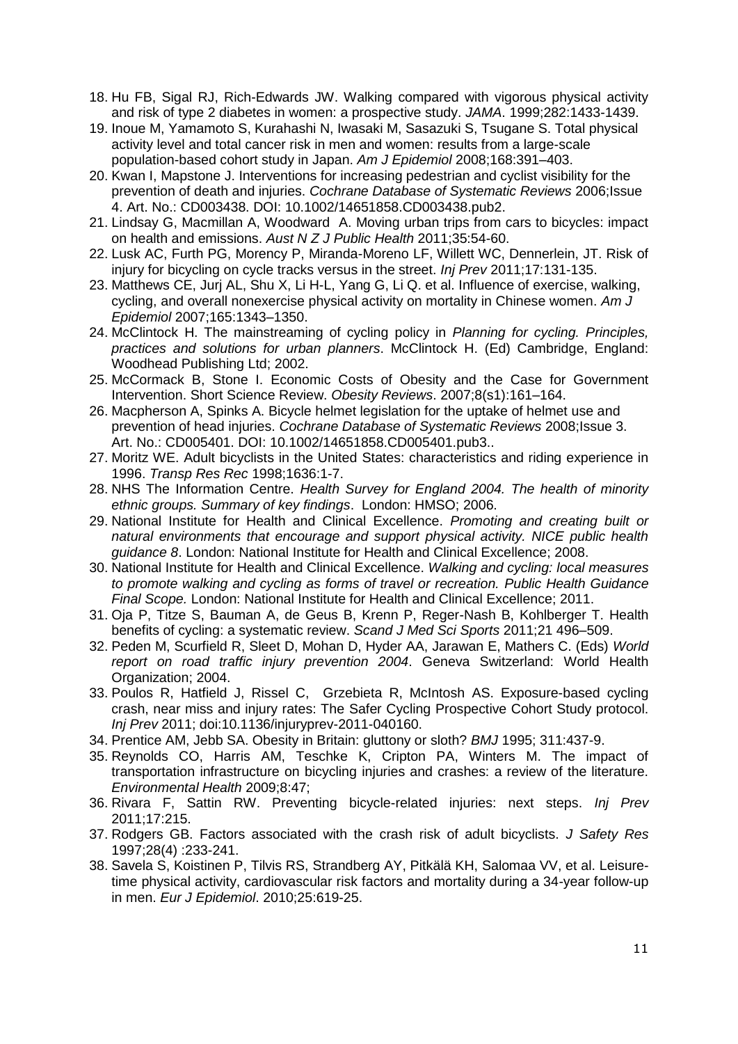18. Hu FB, Sigal RJ, Rich-Edwards JW. Walking compared with vigorous physical activity and risk of type 2 diabetes in women: a prospective study. *JAMA*. 1999;282:1433-1439.
19. Inoue M, Yamamoto S, Kurahashi N, Iwasaki M, Sasazuki S, Tsugane S. Total physical activity level and total cancer risk in men and women: results from a large-scale population-based cohort study in Japan. *Am J Epidemiol* 2008;168:391–403.
20. Kwan I, Mapstone J. Interventions for increasing pedestrian and cyclist visibility for the prevention of death and injuries. *Cochrane Database of Systematic Reviews* 2006;Issue 4. Art. No.: CD003438. DOI: 10.1002/14651858.CD003438.pub2.
21. Lindsay G, Macmillan A, Woodward A. Moving urban trips from cars to bicycles: impact on health and emissions. *Aust N Z J Public Health* 2011;35:54-60.
22. Lusk AC, Furth PG, Morency P, Miranda-Moreno LF, Willett WC, Dennerlein, JT. Risk of injury for bicycling on cycle tracks versus in the street. *Inj Prev* 2011;17:131-135.
23. Matthews CE, Jurj AL, Shu X, Li H-L, Yang G, Li Q. et al. Influence of exercise, walking, cycling, and overall nonexercise physical activity on mortality in Chinese women. *Am J Epidemiol* 2007;165:1343–1350.
24. McClintock H. The mainstreaming of cycling policy in *Planning for cycling. Principles, practices and solutions for urban planners*. McClintock H. (Ed) Cambridge, England: Woodhead Publishing Ltd; 2002.
25. McCormack B, Stone I. Economic Costs of Obesity and the Case for Government Intervention. Short Science Review. *Obesity Reviews*. 2007;8(s1):161–164.
26. Macpherson A, Spinks A. Bicycle helmet legislation for the uptake of helmet use and prevention of head injuries. *Cochrane Database of Systematic Reviews* 2008;Issue 3. Art. No.: CD005401. DOI: 10.1002/14651858.CD005401.pub3..
27. Moritz WE. Adult bicyclists in the United States: characteristics and riding experience in 1996. *Transp Res Rec* 1998;1636:1-7.
28. NHS The Information Centre. *Health Survey for England 2004. The health of minority ethnic groups. Summary of key findings*. London: HMSO; 2006.
29. National Institute for Health and Clinical Excellence. *Promoting and creating built or natural environments that encourage and support physical activity. NICE public health guidance 8*. London: National Institute for Health and Clinical Excellence; 2008.
30. National Institute for Health and Clinical Excellence. *Walking and cycling: local measures to promote walking and cycling as forms of travel or recreation. Public Health Guidance Final Scope.* London: National Institute for Health and Clinical Excellence; 2011.
31. Oja P, Titze S, Bauman A, de Geus B, Krenn P, Reger-Nash B, Kohlberger T. Health benefits of cycling: a systematic review. *Scand J Med Sci Sports* 2011;21 496–509.
32. Peden M, Scurfield R, Sleet D, Mohan D, Hyder AA, Jarawan E, Mathers C. (Eds) *World report on road traffic injury prevention 2004*. Geneva Switzerland: World Health Organization; 2004.
33. Poulos R, Hatfield J, Rissel C, Grzebieta R, McIntosh AS. Exposure-based cycling crash, near miss and injury rates: The Safer Cycling Prospective Cohort Study protocol. *Inj Prev* 2011; doi:10.1136/injuryprev-2011-040160.
34. Prentice AM, Jebb SA. Obesity in Britain: gluttony or sloth? *BMJ* 1995; 311:437-9.
35. Reynolds CO, Harris AM, Teschke K, Cripton PA, Winters M. The impact of transportation infrastructure on bicycling injuries and crashes: a review of the literature. *Environmental Health* 2009;8:47;
36. Rivara F, Sattin RW. Preventing bicycle-related injuries: next steps. *Inj Prev* 2011;17:215.
37. Rodgers GB. Factors associated with the crash risk of adult bicyclists. *J Safety Res* 1997;28(4) :233-241.
38. Savela S, Koistinen P, Tilvis RS, Strandberg AY, Pitkälä KH, Salomaa VV, et al. Leisure-time physical activity, cardiovascular risk factors and mortality during a 34-year follow-up in men. *Eur J Epidemiol*. 2010;25:619-25.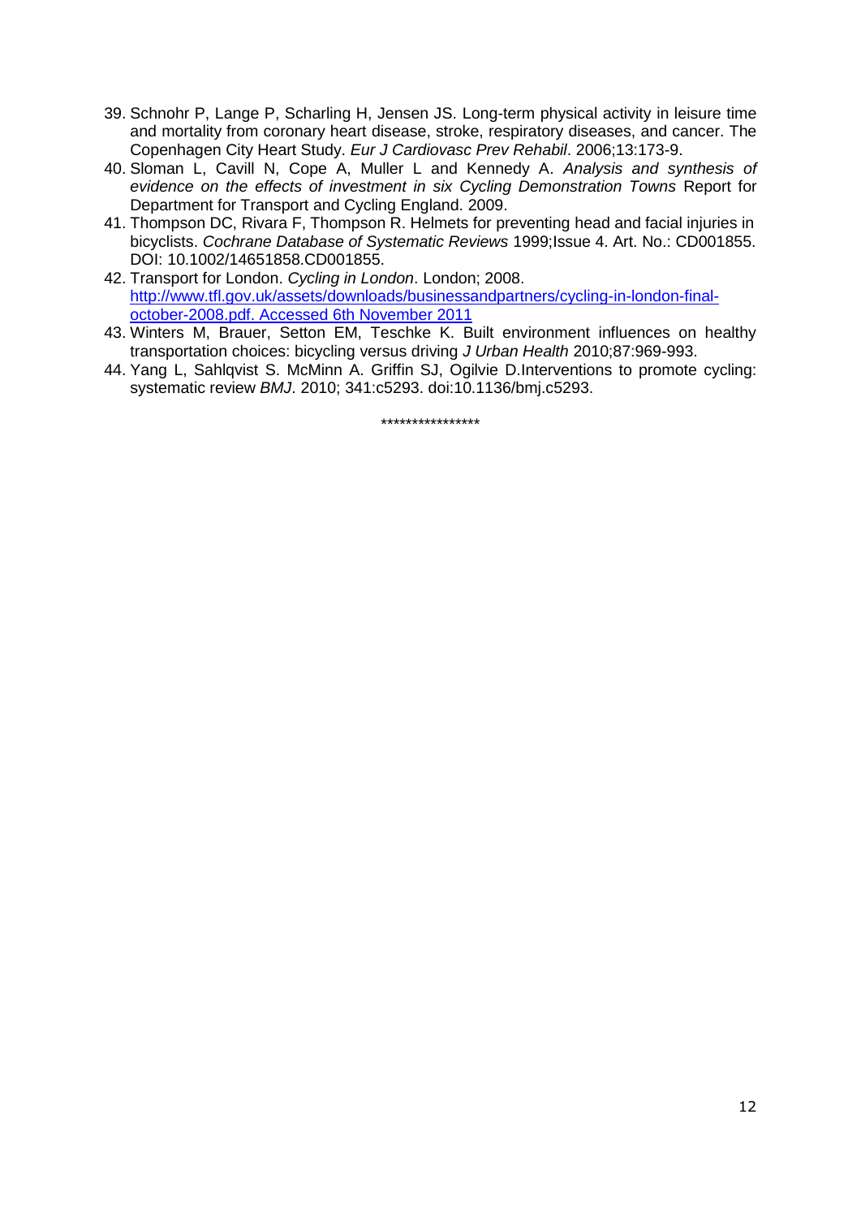39. Schnohr P, Lange P, Scharling H, Jensen JS. Long-term physical activity in leisure time and mortality from coronary heart disease, stroke, respiratory diseases, and cancer. The Copenhagen City Heart Study. *Eur J Cardiovasc Prev Rehabil*. 2006;13:173-9.
40. Sloman L, Cavill N, Cope A, Muller L and Kennedy A. *Analysis and synthesis of evidence on the effects of investment in six Cycling Demonstration Towns* Report for Department for Transport and Cycling England. 2009.
41. Thompson DC, Rivara F, Thompson R. Helmets for preventing head and facial injuries in bicyclists. *Cochrane Database of Systematic Reviews* 1999;Issue 4. Art. No.: CD001855. DOI: 10.1002/14651858.CD001855.
42. Transport for London. *Cycling in London*. London; 2008. [http://www.tfl.gov.uk/assets/downloads/businessandpartners/cycling-in-london-final-october-2008.pdf. Accessed 6th November 2011](http://www.tfl.gov.uk/assets/downloads/businessandpartners/cycling-in-london-final-october-2008.pdf)
43. Winters M, Brauer, Setton EM, Teschke K. Built environment influences on healthy transportation choices: bicycling versus driving *J Urban Health* 2010;87:969-993.
44. Yang L, Sahlqvist S. McMinn A. Griffin SJ, Ogilvie D.Interventions to promote cycling: systematic review *BMJ*. 2010; 341:c5293. doi:10.1136/bmj.c5293.

****************